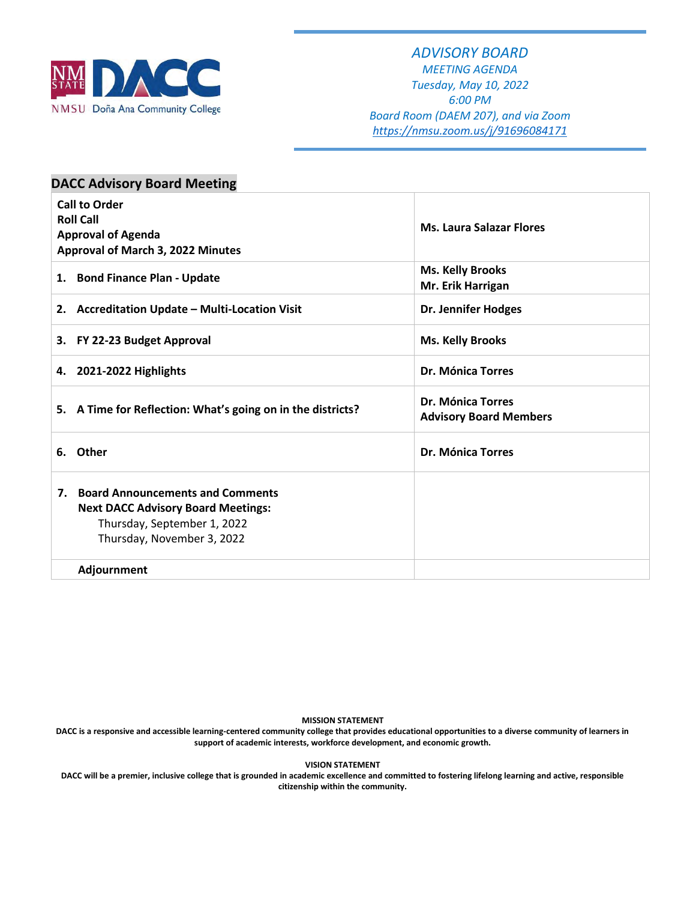NMSU Doña Ana Community College

# *ADVISORY BOARD*

*MEETING AGENDA*
*Tuesday, May 10, 2022*
*6:00 PM*
*Board Room (DAEM 207), and via Zoom*
*https://nmsu.zoom.us/j/91696084171*

## DACC Advisory Board Meeting

| | |
|---|---|
| **Call to Order**<br>**Roll Call**<br>**Approval of Agenda**<br>**Approval of March 3, 2022 Minutes** | **Ms. Laura Salazar Flores** |
| **1. Bond Finance Plan - Update** | **Ms. Kelly Brooks**<br>**Mr. Erik Harrigan** |
| **2. Accreditation Update – Multi-Location Visit** | **Dr. Jennifer Hodges** |
| **3. FY 22-23 Budget Approval** | **Ms. Kelly Brooks** |
| **4. 2021-2022 Highlights** | **Dr. Mónica Torres** |
| **5. A Time for Reflection: What's going on in the districts?** | **Dr. Mónica Torres**<br>**Advisory Board Members** |
| **6. Other** | **Dr. Mónica Torres** |
| **7. Board Announcements and Comments**<br>**Next DACC Advisory Board Meetings:**<br>Thursday, September 1, 2022<br>Thursday, November 3, 2022 | |
| **Adjournment** | |

**MISSION STATEMENT**

**DACC is a responsive and accessible learning-centered community college that provides educational opportunities to a diverse community of learners in support of academic interests, workforce development, and economic growth.**

**VISION STATEMENT**

**DACC will be a premier, inclusive college that is grounded in academic excellence and committed to fostering lifelong learning and active, responsible citizenship within the community.**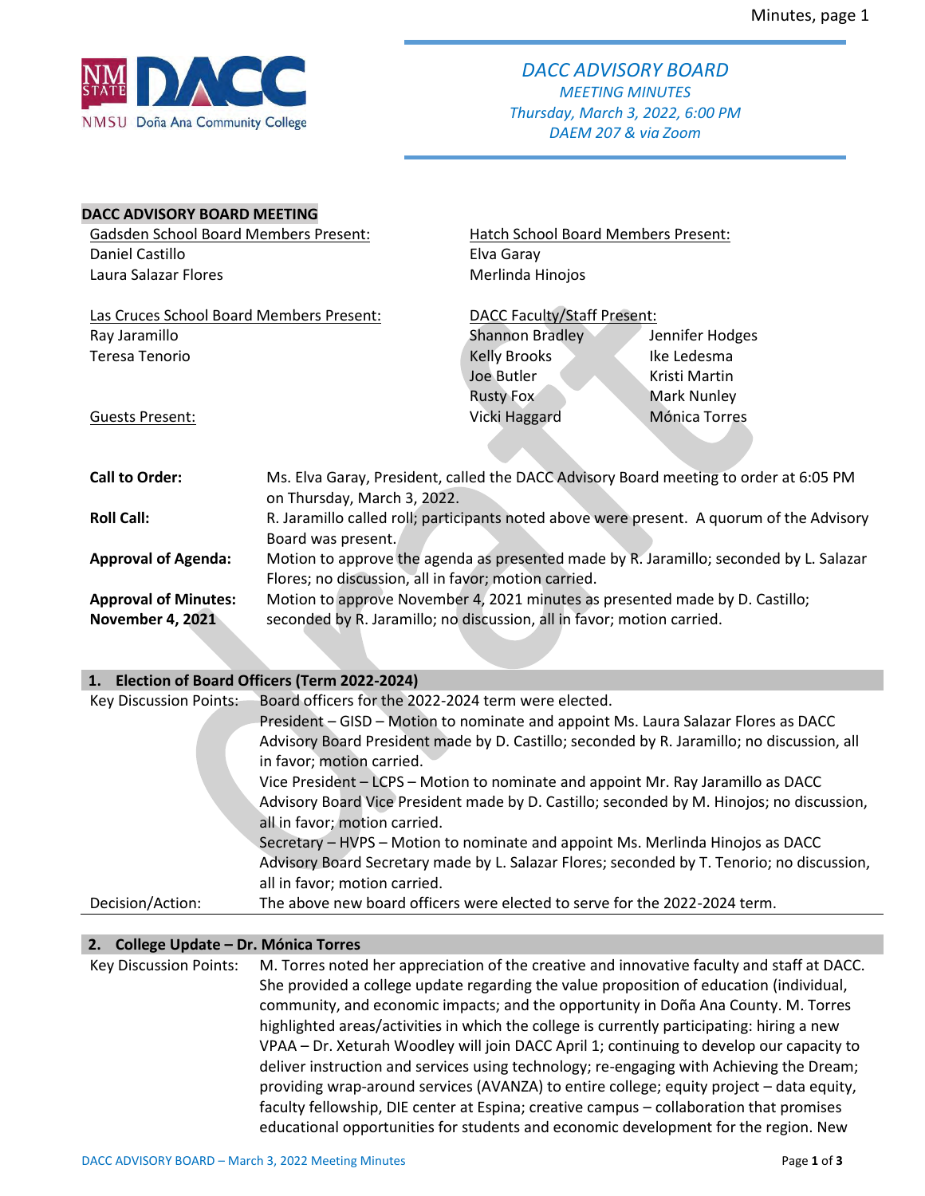# DACC ADVISORY BOARD
*MEETING MINUTES*
*Thursday, March 3, 2022, 6:00 PM*
*DAEM 207 & via Zoom*

## DACC ADVISORY BOARD MEETING

Gadsden School Board Members Present:
Daniel Castillo
Laura Salazar Flores

Hatch School Board Members Present:
Elva Garay
Merlinda Hinojos

Las Cruces School Board Members Present:
Ray Jaramillo
Teresa Tenorio

DACC Faculty/Staff Present:
Shannon Bradley, Kelly Brooks, Joe Butler, Rusty Fox, Vicki Haggard, Jennifer Hodges, Ike Ledesma, Kristi Martin, Mark Nunley, Mónica Torres

Guests Present:

**Call to Order:** Ms. Elva Garay, President, called the DACC Advisory Board meeting to order at 6:05 PM on Thursday, March 3, 2022.

**Roll Call:** R. Jaramillo called roll; participants noted above were present. A quorum of the Advisory Board was present.

**Approval of Agenda:** Motion to approve the agenda as presented made by R. Jaramillo; seconded by L. Salazar Flores; no discussion, all in favor; motion carried.

**Approval of Minutes: November 4, 2021** Motion to approve November 4, 2021 minutes as presented made by D. Castillo; seconded by R. Jaramillo; no discussion, all in favor; motion carried.

### 1. Election of Board Officers (Term 2022-2024)

Key Discussion Points: Board officers for the 2022-2024 term were elected.
President – GISD – Motion to nominate and appoint Ms. Laura Salazar Flores as DACC Advisory Board President made by D. Castillo; seconded by R. Jaramillo; no discussion, all in favor; motion carried.
Vice President – LCPS – Motion to nominate and appoint Mr. Ray Jaramillo as DACC Advisory Board Vice President made by D. Castillo; seconded by M. Hinojos; no discussion, all in favor; motion carried.
Secretary – HVPS – Motion to nominate and appoint Ms. Merlinda Hinojos as DACC Advisory Board Secretary made by L. Salazar Flores; seconded by T. Tenorio; no discussion, all in favor; motion carried.

Decision/Action: The above new board officers were elected to serve for the 2022-2024 term.

### 2. College Update – Dr. Mónica Torres

Key Discussion Points: M. Torres noted her appreciation of the creative and innovative faculty and staff at DACC. She provided a college update regarding the value proposition of education (individual, community, and economic impacts; and the opportunity in Doña Ana County. M. Torres highlighted areas/activities in which the college is currently participating: hiring a new VPAA – Dr. Xeturah Woodley will join DACC April 1; continuing to develop our capacity to deliver instruction and services using technology; re-engaging with Achieving the Dream; providing wrap-around services (AVANZA) to entire college; equity project – data equity, faculty fellowship, DIE center at Espina; creative campus – collaboration that promises educational opportunities for students and economic development for the region. New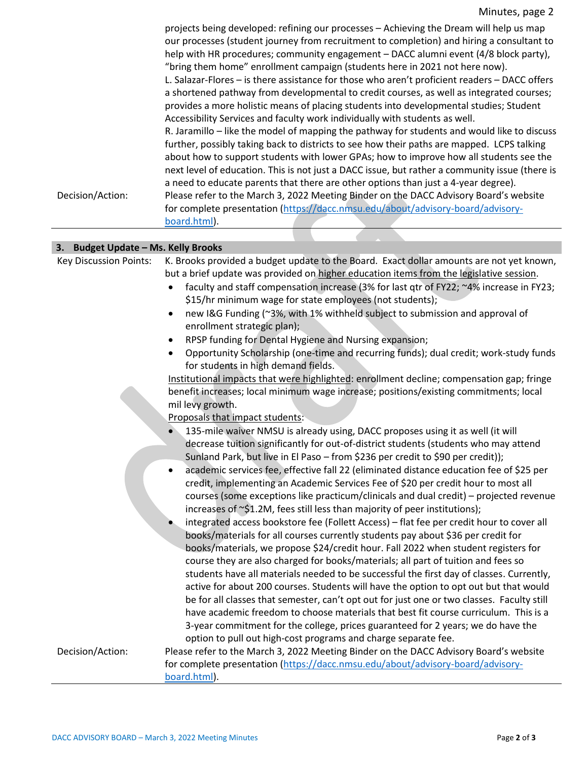projects being developed: refining our processes – Achieving the Dream will help us map our processes (student journey from recruitment to completion) and hiring a consultant to help with HR procedures; community engagement – DACC alumni event (4/8 block party), "bring them home" enrollment campaign (students here in 2021 not here now).

L. Salazar-Flores – is there assistance for those who aren't proficient readers – DACC offers a shortened pathway from developmental to credit courses, as well as integrated courses; provides a more holistic means of placing students into developmental studies; Student Accessibility Services and faculty work individually with students as well.

R. Jaramillo – like the model of mapping the pathway for students and would like to discuss further, possibly taking back to districts to see how their paths are mapped. LCPS talking about how to support students with lower GPAs; how to improve how all students see the next level of education. This is not just a DACC issue, but rather a community issue (there is a need to educate parents that there are other options than just a 4-year degree).

**Decision/Action:** Please refer to the March 3, 2022 Meeting Binder on the DACC Advisory Board's website for complete presentation (https://dacc.nmsu.edu/about/advisory-board/advisory-board.html).

## 3. Budget Update – Ms. Kelly Brooks

**Key Discussion Points:** K. Brooks provided a budget update to the Board. Exact dollar amounts are not yet known, but a brief update was provided on higher education items from the legislative session.

- faculty and staff compensation increase (3% for last qtr of FY22; ~4% increase in FY23; $15/hr minimum wage for state employees (not students);
- new I&G Funding (~3%, with 1% withheld subject to submission and approval of enrollment strategic plan);
- RPSP funding for Dental Hygiene and Nursing expansion;
- Opportunity Scholarship (one-time and recurring funds); dual credit; work-study funds for students in high demand fields.

Institutional impacts that were highlighted: enrollment decline; compensation gap; fringe benefit increases; local minimum wage increase; positions/existing commitments; local mil levy growth.

Proposals that impact students:

- 135-mile waiver NMSU is already using, DACC proposes using it as well (it will decrease tuition significantly for out-of-district students (students who may attend Sunland Park, but live in El Paso – from $236 per credit to $90 per credit));
- academic services fee, effective fall 22 (eliminated distance education fee of $25 per credit, implementing an Academic Services Fee of $20 per credit hour to most all courses (some exceptions like practicum/clinicals and dual credit) – projected revenue increases of ~$1.2M, fees still less than majority of peer institutions);
- integrated access bookstore fee (Follett Access) – flat fee per credit hour to cover all books/materials for all courses currently students pay about $36 per credit for books/materials, we propose $24/credit hour. Fall 2022 when student registers for course they are also charged for books/materials; all part of tuition and fees so students have all materials needed to be successful the first day of classes. Currently, active for about 200 courses. Students will have the option to opt out but that would be for all classes that semester, can't opt out for just one or two classes. Faculty still have academic freedom to choose materials that best fit course curriculum. This is a 3-year commitment for the college, prices guaranteed for 2 years; we do have the option to pull out high-cost programs and charge separate fee.

**Decision/Action:** Please refer to the March 3, 2022 Meeting Binder on the DACC Advisory Board's website for complete presentation (https://dacc.nmsu.edu/about/advisory-board/advisory-board.html).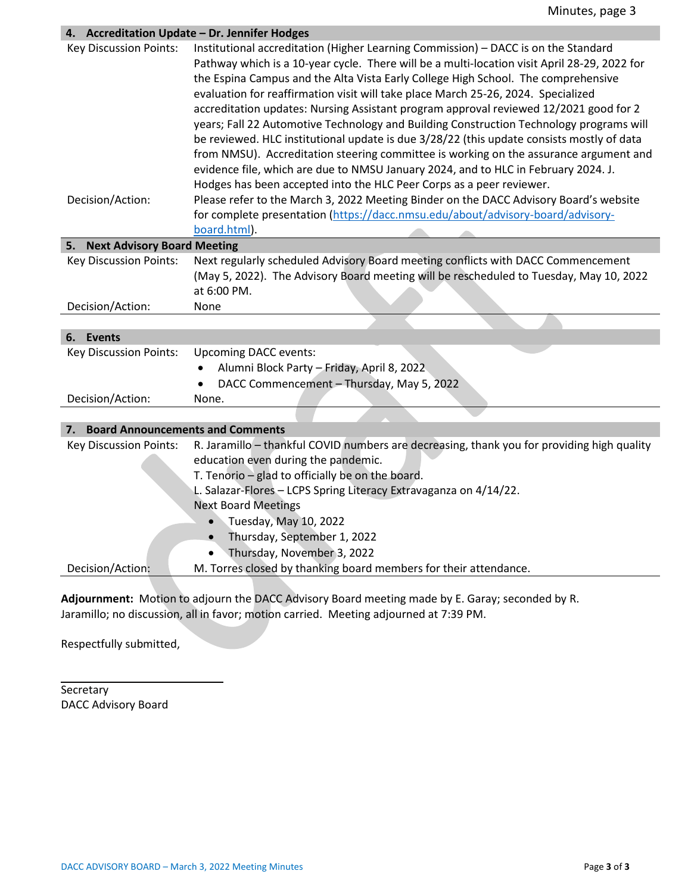## 4. Accreditation Update – Dr. Jennifer Hodges

| | |
|---|---|
| Key Discussion Points: | Institutional accreditation (Higher Learning Commission) – DACC is on the Standard Pathway which is a 10-year cycle. There will be a multi-location visit April 28-29, 2022 for the Espina Campus and the Alta Vista Early College High School. The comprehensive evaluation for reaffirmation visit will take place March 25-26, 2024. Specialized accreditation updates: Nursing Assistant program approval reviewed 12/2021 good for 2 years; Fall 22 Automotive Technology and Building Construction Technology programs will be reviewed. HLC institutional update is due 3/28/22 (this update consists mostly of data from NMSU). Accreditation steering committee is working on the assurance argument and evidence file, which are due to NMSU January 2024, and to HLC in February 2024. J. Hodges has been accepted into the HLC Peer Corps as a peer reviewer. |
| Decision/Action: | Please refer to the March 3, 2022 Meeting Binder on the DACC Advisory Board's website for complete presentation ([https://dacc.nmsu.edu/about/advisory-board/advisory-board.html](https://dacc.nmsu.edu/about/advisory-board/advisory-board.html)). |

## 5. Next Advisory Board Meeting

| | |
|---|---|
| Key Discussion Points: | Next regularly scheduled Advisory Board meeting conflicts with DACC Commencement (May 5, 2022). The Advisory Board meeting will be rescheduled to Tuesday, May 10, 2022 at 6:00 PM. |
| Decision/Action: | None |

## 6. Events

| | |
|---|---|
| Key Discussion Points: | Upcoming DACC events:<br>• Alumni Block Party – Friday, April 8, 2022<br>• DACC Commencement – Thursday, May 5, 2022 |
| Decision/Action: | None. |

## 7. Board Announcements and Comments

| | |
|---|---|
| Key Discussion Points: | R. Jaramillo – thankful COVID numbers are decreasing, thank you for providing high quality education even during the pandemic.<br>T. Tenorio – glad to officially be on the board.<br>L. Salazar-Flores – LCPS Spring Literacy Extravaganza on 4/14/22.<br>Next Board Meetings<br>• Tuesday, May 10, 2022<br>• Thursday, September 1, 2022<br>• Thursday, November 3, 2022 |
| Decision/Action: | M. Torres closed by thanking board members for their attendance. |

**Adjournment:** Motion to adjourn the DACC Advisory Board meeting made by E. Garay; seconded by R. Jaramillo; no discussion, all in favor; motion carried. Meeting adjourned at 7:39 PM.

Respectfully submitted,

\_\_\_\_\_\_\_\_\_\_\_\_\_\_\_\_\_\_\_\_\_\_\_\_\_\_\_\_

Secretary
DACC Advisory Board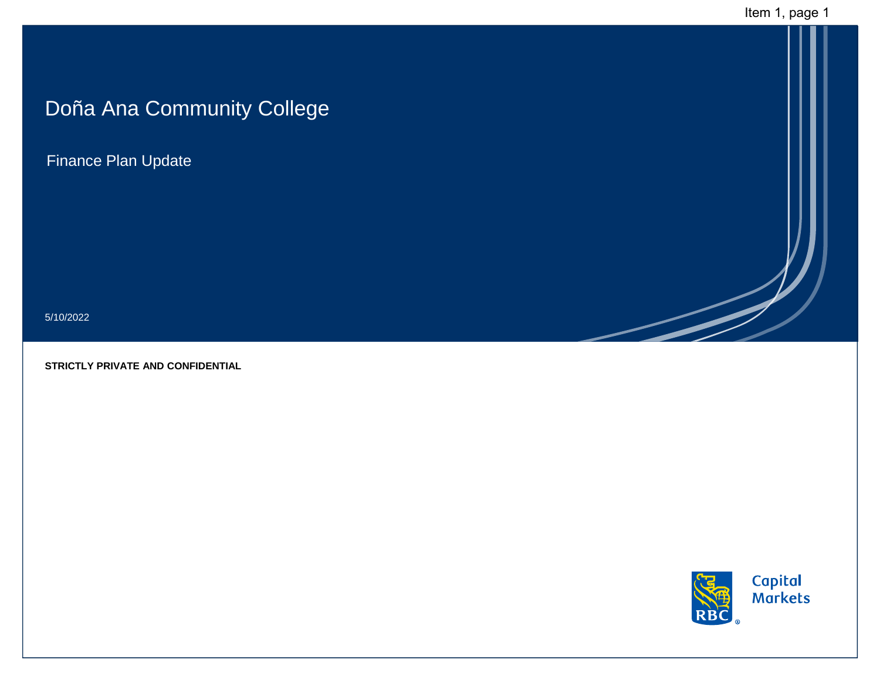# Doña Ana Community College

## Finance Plan Update

5/10/2022

**STRICTLY PRIVATE AND CONFIDENTIAL**

RBC Capital Markets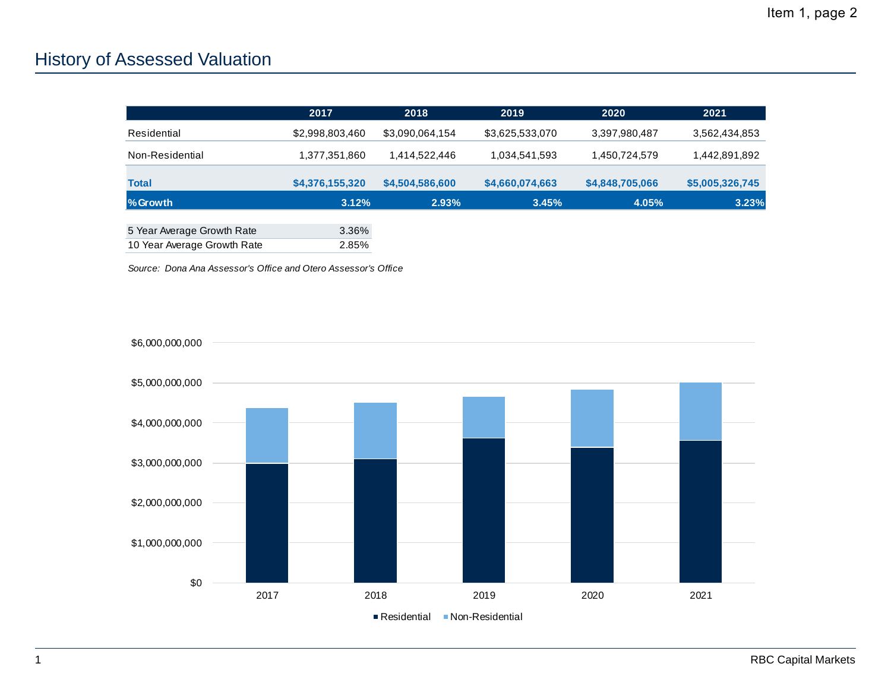Item 1, page 2

# History of Assessed Valuation

| | 2017 | 2018 | 2019 | 2020 | 2021 |
|---|---|---|---|---|---|
| Residential | $2,998,803,460 | $3,090,064,154 | $3,625,533,070 | 3,397,980,487 | 3,562,434,853 |
| Non-Residential | 1,377,351,860 | 1,414,522,446 | 1,034,541,593 | 1,450,724,579 | 1,442,891,892 |
| **Total** | **$4,376,155,320** | **$4,504,586,600** | **$4,660,074,663** | **$4,848,705,066** | **$5,005,326,745** |
| **%Growth** | **3.12%** | **2.93%** | **3.45%** | **4.05%** | **3.23%** |

| | |
|---|---|
| 5 Year Average Growth Rate | 3.36% |
| 10 Year Average Growth Rate | 2.85% |

*Source: Dona Ana Assessor's Office and Otero Assessor's Office*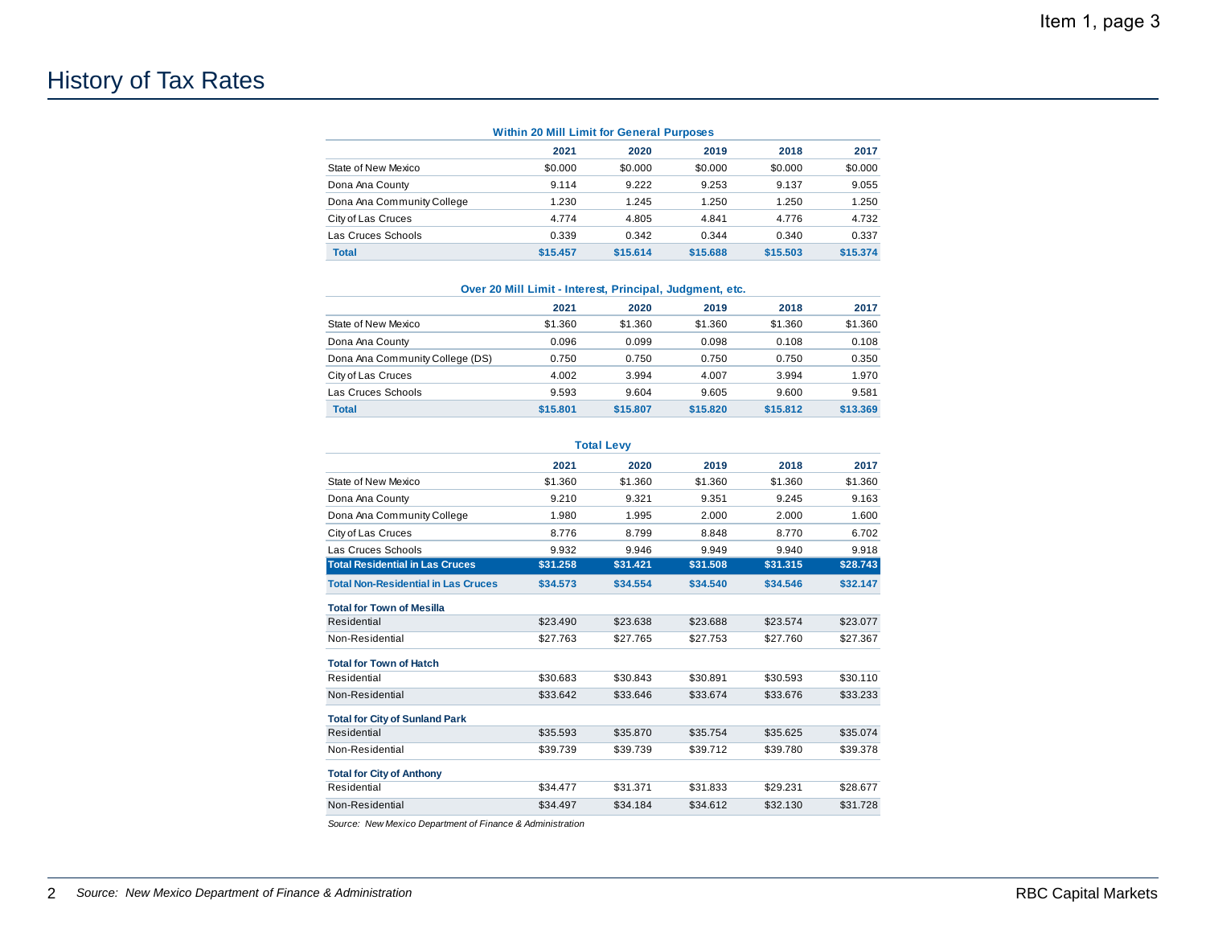# History of Tax Rates

**Within 20 Mill Limit for General Purposes**

| | 2021 | 2020 | 2019 | 2018 | 2017 |
|---|---|---|---|---|---|
| State of New Mexico | $0.000 | $0.000 | $0.000 | $0.000 | $0.000 |
| Dona Ana County | 9.114 | 9.222 | 9.253 | 9.137 | 9.055 |
| Dona Ana Community College | 1.230 | 1.245 | 1.250 | 1.250 | 1.250 |
| City of Las Cruces | 4.774 | 4.805 | 4.841 | 4.776 | 4.732 |
| Las Cruces Schools | 0.339 | 0.342 | 0.344 | 0.340 | 0.337 |
| **Total** | **$15.457** | **$15.614** | **$15.688** | **$15.503** | **$15.374** |

**Over 20 Mill Limit - Interest, Principal, Judgment, etc.**

| | 2021 | 2020 | 2019 | 2018 | 2017 |
|---|---|---|---|---|---|
| State of New Mexico | $1.360 | $1.360 | $1.360 | $1.360 | $1.360 |
| Dona Ana County | 0.096 | 0.099 | 0.098 | 0.108 | 0.108 |
| Dona Ana Community College (DS) | 0.750 | 0.750 | 0.750 | 0.750 | 0.350 |
| City of Las Cruces | 4.002 | 3.994 | 4.007 | 3.994 | 1.970 |
| Las Cruces Schools | 9.593 | 9.604 | 9.605 | 9.600 | 9.581 |
| **Total** | **$15.801** | **$15.807** | **$15.820** | **$15.812** | **$13.369** |

**Total Levy**

| | 2021 | 2020 | 2019 | 2018 | 2017 |
|---|---|---|---|---|---|
| State of New Mexico | $1.360 | $1.360 | $1.360 | $1.360 | $1.360 |
| Dona Ana County | 9.210 | 9.321 | 9.351 | 9.245 | 9.163 |
| Dona Ana Community College | 1.980 | 1.995 | 2.000 | 2.000 | 1.600 |
| City of Las Cruces | 8.776 | 8.799 | 8.848 | 8.770 | 6.702 |
| Las Cruces Schools | 9.932 | 9.946 | 9.949 | 9.940 | 9.918 |
| **Total Residential in Las Cruces** | **$31.258** | **$31.421** | **$31.508** | **$31.315** | **$28.743** |
| **Total Non-Residential in Las Cruces** | **$34.573** | **$34.554** | **$34.540** | **$34.546** | **$32.147** |
| **Total for Town of Mesilla** | | | | | |
| Residential | $23.490 | $23.638 | $23.688 | $23.574 | $23.077 |
| Non-Residential | $27.763 | $27.765 | $27.753 | $27.760 | $27.367 |
| **Total for Town of Hatch** | | | | | |
| Residential | $30.683 | $30.843 | $30.891 | $30.593 | $30.110 |
| Non-Residential | $33.642 | $33.646 | $33.674 | $33.676 | $33.233 |
| **Total for City of Sunland Park** | | | | | |
| Residential | $35.593 | $35.870 | $35.754 | $35.625 | $35.074 |
| Non-Residential | $39.739 | $39.739 | $39.712 | $39.780 | $39.378 |
| **Total for City of Anthony** | | | | | |
| Residential | $34.477 | $31.371 | $31.833 | $29.231 | $28.677 |
| Non-Residential | $34.497 | $34.184 | $34.612 | $32.130 | $31.728 |

*Source: New Mexico Department of Finance & Administration*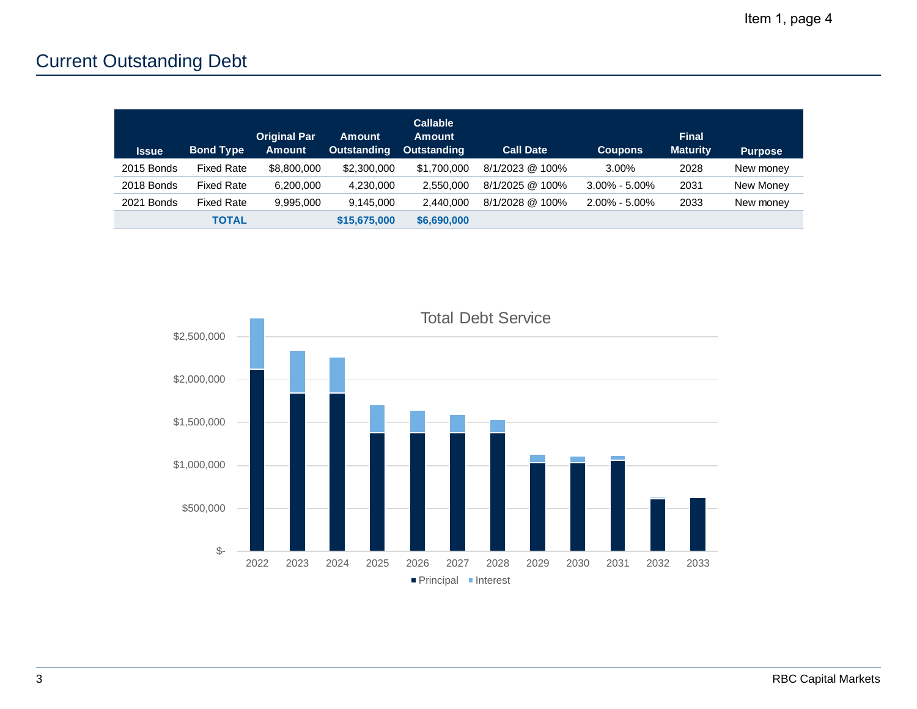## Current Outstanding Debt

| Issue | Bond Type | Original Par Amount | Amount Outstanding | Callable Amount Outstanding | Call Date | Coupons | Final Maturity | Purpose |
|---|---|---|---|---|---|---|---|---|
| 2015 Bonds | Fixed Rate | $8,800,000 | $2,300,000 | $1,700,000 | 8/1/2023 @ 100% | 3.00% | 2028 | New money |
| 2018 Bonds | Fixed Rate | 6,200,000 | 4,230,000 | 2,550,000 | 8/1/2025 @ 100% | 3.00% - 5.00% | 2031 | New Money |
| 2021 Bonds | Fixed Rate | 9,995,000 | 9,145,000 | 2,440,000 | 8/1/2028 @ 100% | 2.00% - 5.00% | 2033 | New money |
| | **TOTAL** | | **$15,675,000** | **$6,690,000** | | | | |

Total Debt Service

$2,500,000
$2,000,000
$1,500,000
$1,000,000
$500,000
$-

2022 2023 2024 2025 2026 2027 2028 2029 2030 2031 2032 2033

■ Principal ■ Interest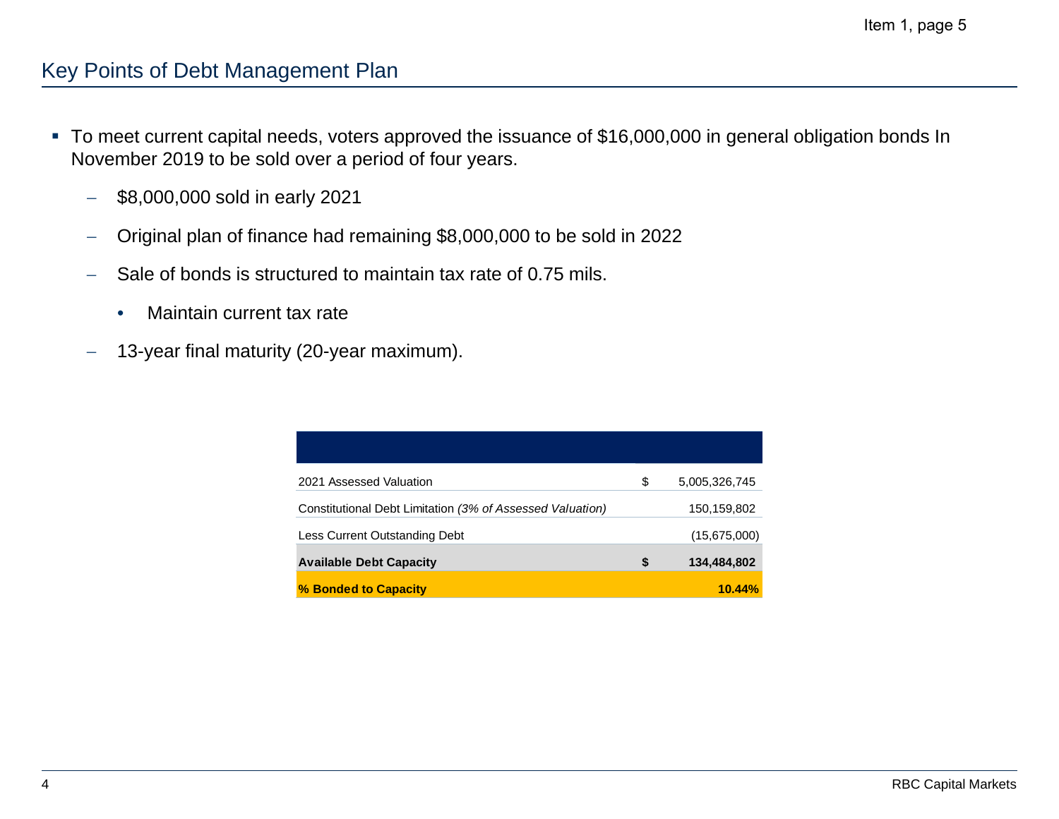## Key Points of Debt Management Plan

- To meet current capital needs, voters approved the issuance of $16,000,000 in general obligation bonds In November 2019 to be sold over a period of four years.
  - $8,000,000 sold in early 2021
  - Original plan of finance had remaining $8,000,000 to be sold in 2022
  - Sale of bonds is structured to maintain tax rate of 0.75 mils.
    - Maintain current tax rate
  - 13-year final maturity (20-year maximum).

| | | |
|---|---|---|
| 2021 Assessed Valuation | $ | 5,005,326,745 |
| Constitutional Debt Limitation *(3% of Assessed Valuation)* | | 150,159,802 |
| Less Current Outstanding Debt | | (15,675,000) |
| **Available Debt Capacity** | **$** | **134,484,802** |
| **% Bonded to Capacity** | | **10.44%** |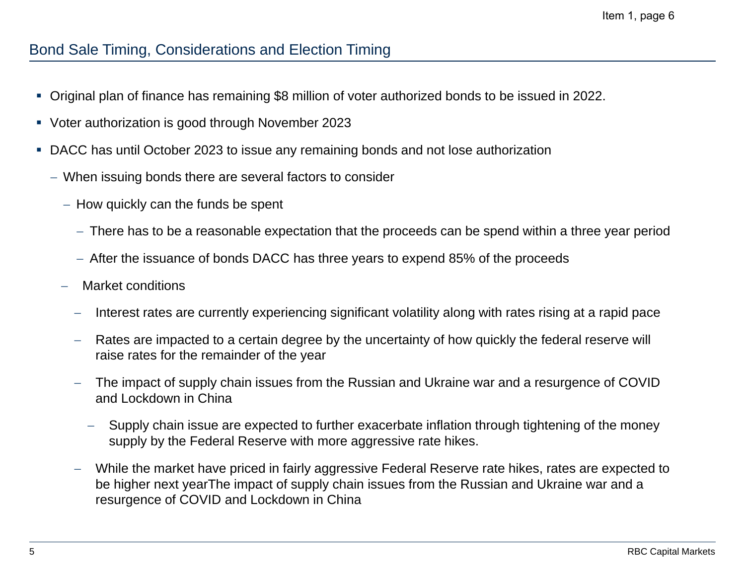## Bond Sale Timing, Considerations and Election Timing

- Original plan of finance has remaining $8 million of voter authorized bonds to be issued in 2022.
- Voter authorization is good through November 2023
- DACC has until October 2023 to issue any remaining bonds and not lose authorization
  - When issuing bonds there are several factors to consider
    - How quickly can the funds be spent
      - There has to be a reasonable expectation that the proceeds can be spend within a three year period
      - After the issuance of bonds DACC has three years to expend 85% of the proceeds
    - Market conditions
      - Interest rates are currently experiencing significant volatility along with rates rising at a rapid pace
      - Rates are impacted to a certain degree by the uncertainty of how quickly the federal reserve will raise rates for the remainder of the year
      - The impact of supply chain issues from the Russian and Ukraine war and a resurgence of COVID and Lockdown in China
        - Supply chain issue are expected to further exacerbate inflation through tightening of the money supply by the Federal Reserve with more aggressive rate hikes.
      - While the market have priced in fairly aggressive Federal Reserve rate hikes, rates are expected to be higher next yearThe impact of supply chain issues from the Russian and Ukraine war and a resurgence of COVID and Lockdown in China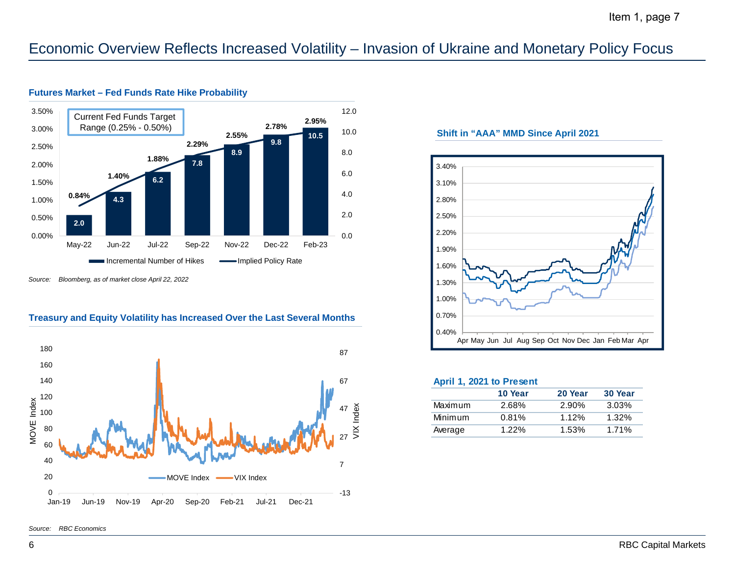# Economic Overview Reflects Increased Volatility – Invasion of Ukraine and Monetary Policy Focus

### Futures Market – Fed Funds Rate Hike Probability

Current Fed Funds Target Range (0.25% - 0.50%)

| | May-22 | Jun-22 | Jul-22 | Sep-22 | Nov-22 | Dec-22 | Feb-23 |
|---|---|---|---|---|---|---|---|
| Incremental Number of Hikes | 2.0 | 4.3 | 6.2 | 7.8 | 8.9 | 9.8 | 10.5 |
| Implied Policy Rate | 0.84% | 1.40% | 1.88% | 2.29% | 2.55% | 2.78% | 2.95% |

*Source: Bloomberg, as of market close April 22, 2022*

### Treasury and Equity Volatility has Increased Over the Last Several Months

MOVE Index / VIX Index

*Source: RBC Economics*

### Shift in "AAA" MMD Since April 2021

### April 1, 2021 to Present

| | 10 Year | 20 Year | 30 Year |
|---|---|---|---|
| Maximum | 2.68% | 2.90% | 3.03% |
| Minimum | 0.81% | 1.12% | 1.32% |
| Average | 1.22% | 1.53% | 1.71% |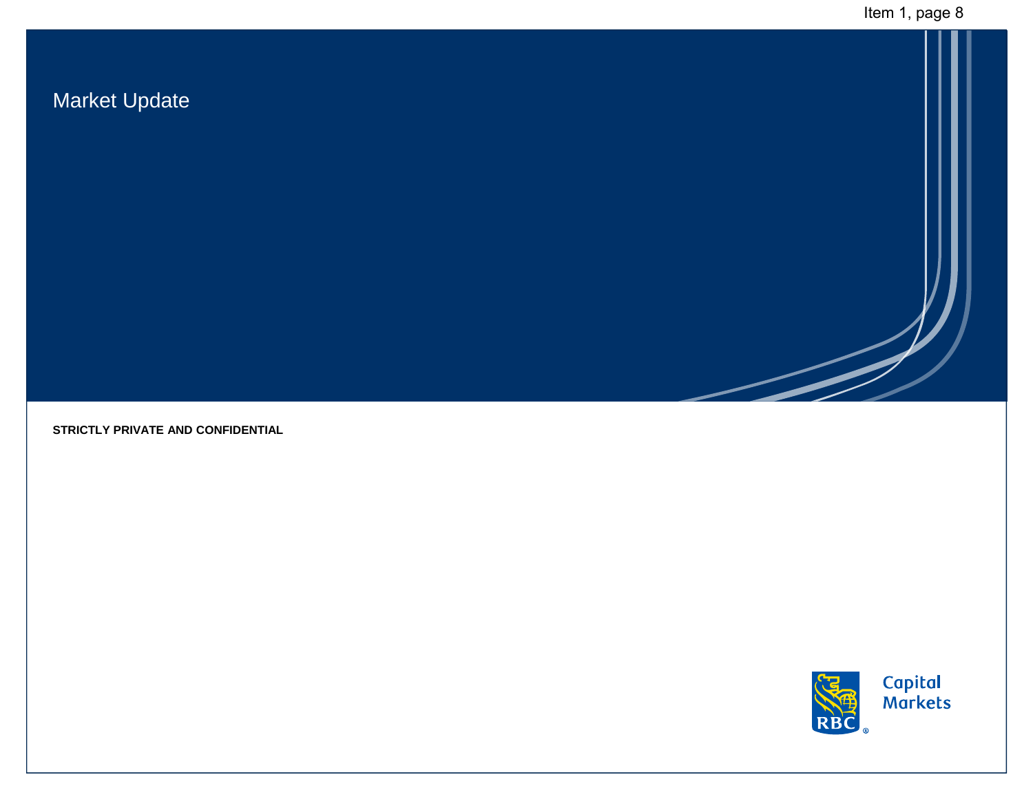# Market Update

**STRICTLY PRIVATE AND CONFIDENTIAL**

RBC Capital Markets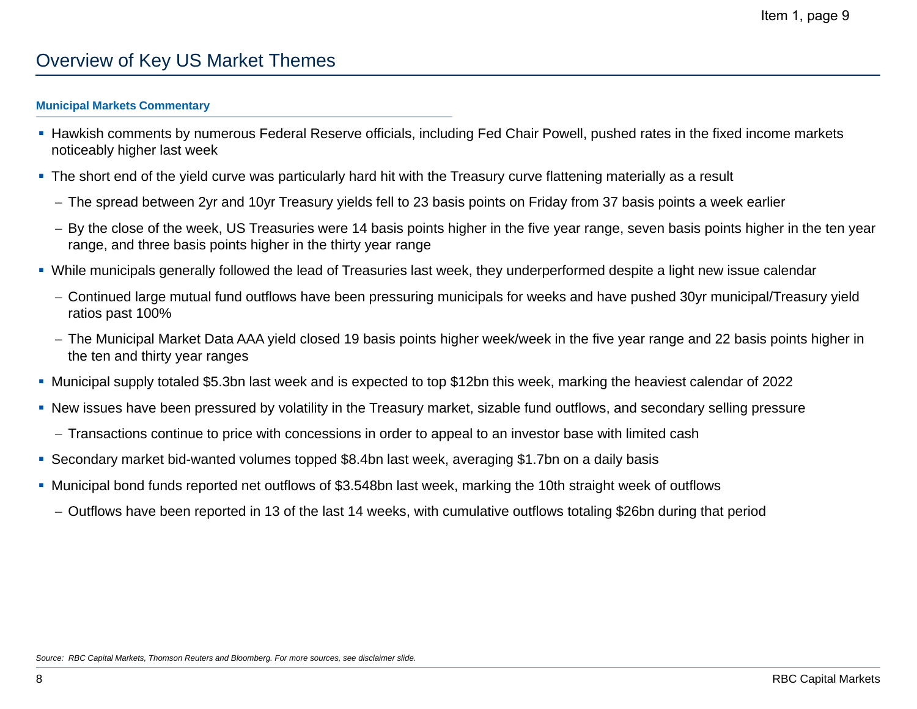# Overview of Key US Market Themes

### Municipal Markets Commentary

- Hawkish comments by numerous Federal Reserve officials, including Fed Chair Powell, pushed rates in the fixed income markets noticeably higher last week
- The short end of the yield curve was particularly hard hit with the Treasury curve flattening materially as a result
  - The spread between 2yr and 10yr Treasury yields fell to 23 basis points on Friday from 37 basis points a week earlier
  - By the close of the week, US Treasuries were 14 basis points higher in the five year range, seven basis points higher in the ten year range, and three basis points higher in the thirty year range
- While municipals generally followed the lead of Treasuries last week, they underperformed despite a light new issue calendar
  - Continued large mutual fund outflows have been pressuring municipals for weeks and have pushed 30yr municipal/Treasury yield ratios past 100%
  - The Municipal Market Data AAA yield closed 19 basis points higher week/week in the five year range and 22 basis points higher in the ten and thirty year ranges
- Municipal supply totaled $5.3bn last week and is expected to top $12bn this week, marking the heaviest calendar of 2022
- New issues have been pressured by volatility in the Treasury market, sizable fund outflows, and secondary selling pressure
  - Transactions continue to price with concessions in order to appeal to an investor base with limited cash
- Secondary market bid-wanted volumes topped $8.4bn last week, averaging $1.7bn on a daily basis
- Municipal bond funds reported net outflows of $3.548bn last week, marking the 10th straight week of outflows
  - Outflows have been reported in 13 of the last 14 weeks, with cumulative outflows totaling $26bn during that period

*Source: RBC Capital Markets, Thomson Reuters and Bloomberg. For more sources, see disclaimer slide.*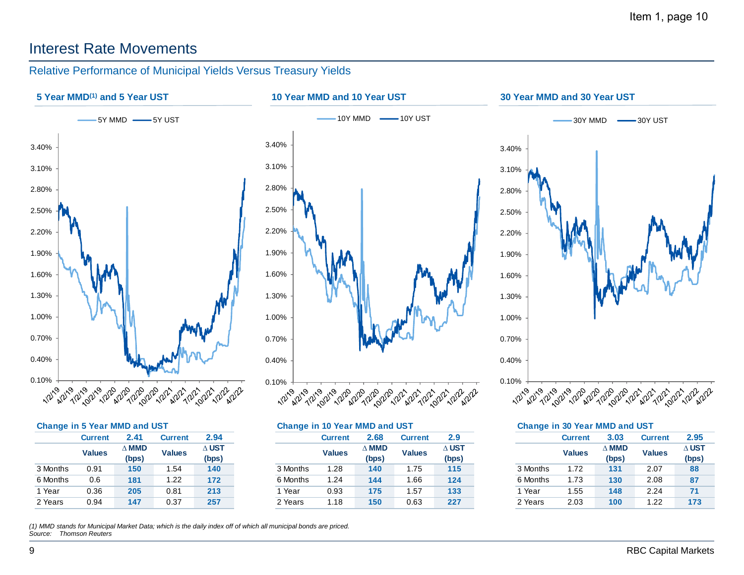# Interest Rate Movements

## Relative Performance of Municipal Yields Versus Treasury Yields

### 5 Year MMD(1) and 5 Year UST

### 10 Year MMD and 10 Year UST

### 30 Year MMD and 30 Year UST

**Change in 5 Year MMD and UST**

| | Current | 2.41 | Current | 2.94 |
|---|---|---|---|---|
| | Values | Δ MMD (bps) | Values | Δ UST (bps) |
| 3 Months | 0.91 | 150 | 1.54 | 140 |
| 6 Months | 0.6 | 181 | 1.22 | 172 |
| 1 Year | 0.36 | 205 | 0.81 | 213 |
| 2 Years | 0.94 | 147 | 0.37 | 257 |

**Change in 10 Year MMD and UST**

| | Current | 2.68 | Current | 2.9 |
|---|---|---|---|---|
| | Values | Δ MMD (bps) | Values | Δ UST (bps) |
| 3 Months | 1.28 | 140 | 1.75 | 115 |
| 6 Months | 1.24 | 144 | 1.66 | 124 |
| 1 Year | 0.93 | 175 | 1.57 | 133 |
| 2 Years | 1.18 | 150 | 0.63 | 227 |

**Change in 30 Year MMD and UST**

| | Current | 3.03 | Current | 2.95 |
|---|---|---|---|---|
| | Values | Δ MMD (bps) | Values | Δ UST (bps) |
| 3 Months | 1.72 | 131 | 2.07 | 88 |
| 6 Months | 1.73 | 130 | 2.08 | 87 |
| 1 Year | 1.55 | 148 | 2.24 | 71 |
| 2 Years | 2.03 | 100 | 1.22 | 173 |

*(1) MMD stands for Municipal Market Data; which is the daily index off of which all municipal bonds are priced.*
*Source: Thomson Reuters*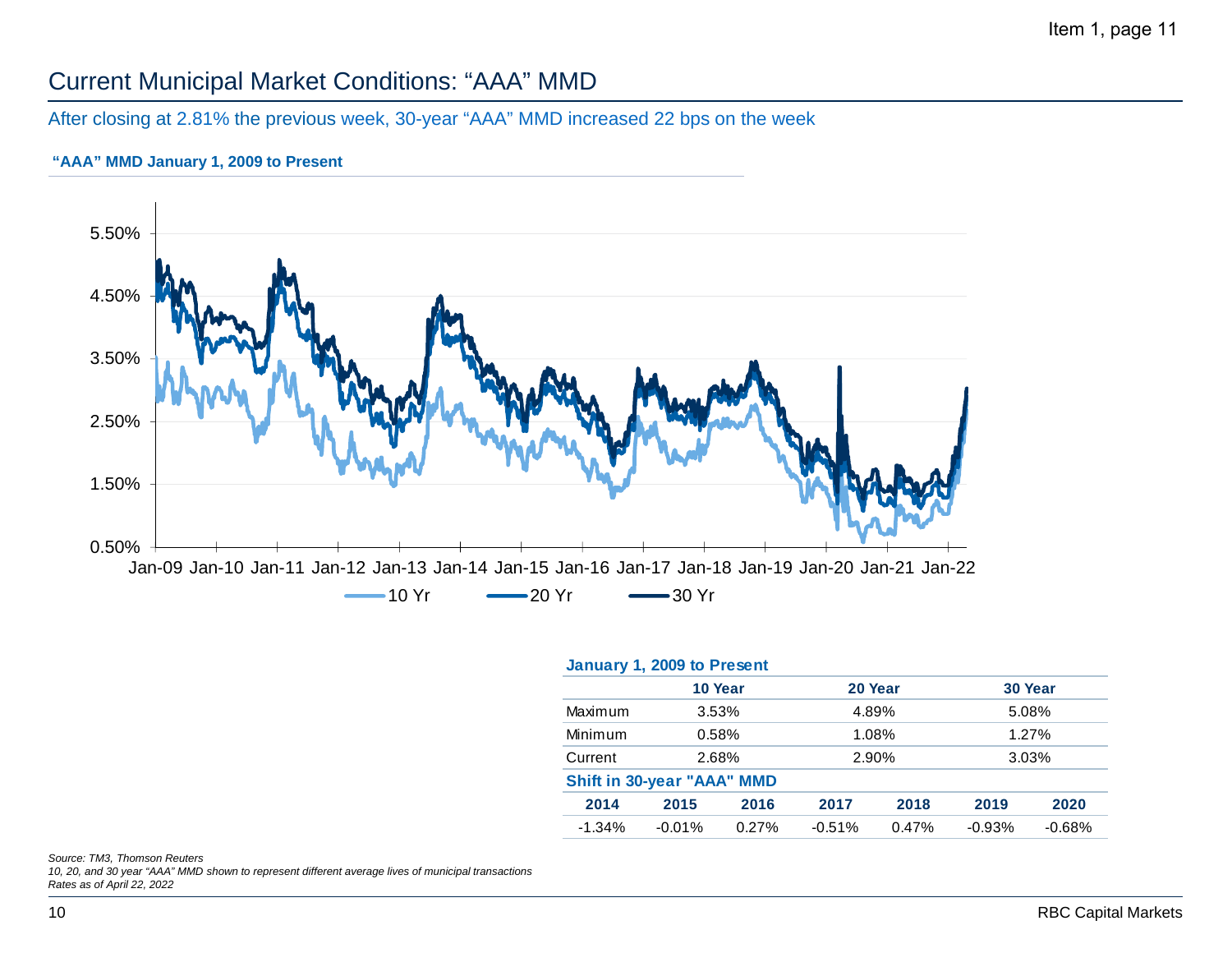# Current Municipal Market Conditions: "AAA" MMD

After closing at 2.81% the previous week, 30-year "AAA" MMD increased 22 bps on the week

**"AAA" MMD January 1, 2009 to Present**

**January 1, 2009 to Present**

| | 10 Year | 20 Year | 30 Year |
|---|---|---|---|
| Maximum | 3.53% | 4.89% | 5.08% |
| Minimum | 0.58% | 1.08% | 1.27% |
| Current | 2.68% | 2.90% | 3.03% |

**Shift in 30-year "AAA" MMD**

| 2014 | 2015 | 2016 | 2017 | 2018 | 2019 | 2020 |
|---|---|---|---|---|---|---|
| -1.34% | -0.01% | 0.27% | -0.51% | 0.47% | -0.93% | -0.68% |

*Source: TM3, Thomson Reuters*
*10, 20, and 30 year "AAA" MMD shown to represent different average lives of municipal transactions*
*Rates as of April 22, 2022*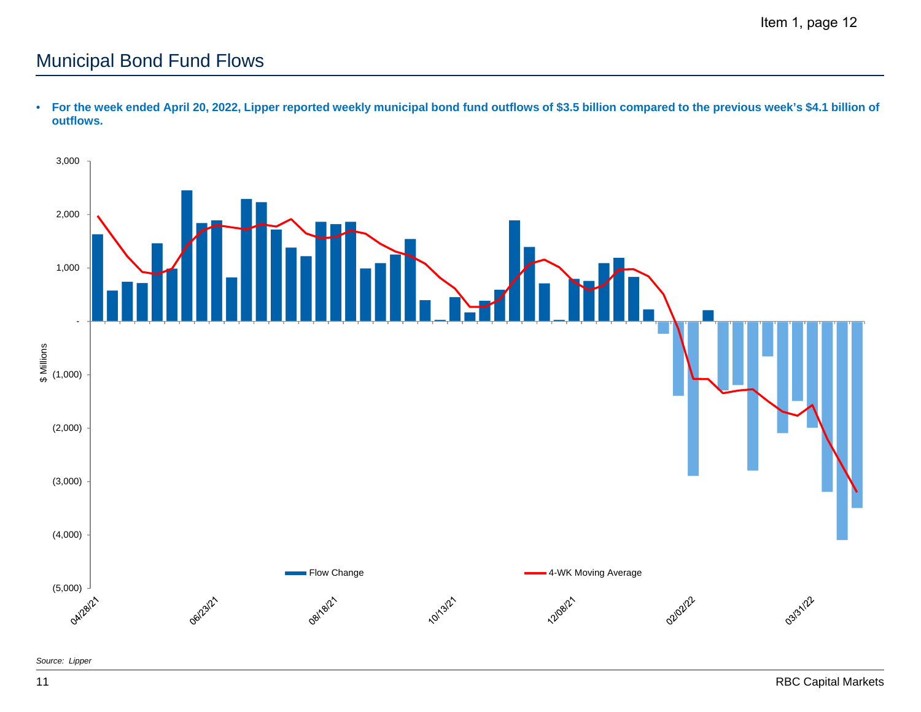## Municipal Bond Fund Flows

- **For the week ended April 20, 2022, Lipper reported weekly municipal bond fund outflows of $3.5 billion compared to the previous week's $4.1 billion of outflows.**

*Source: Lipper*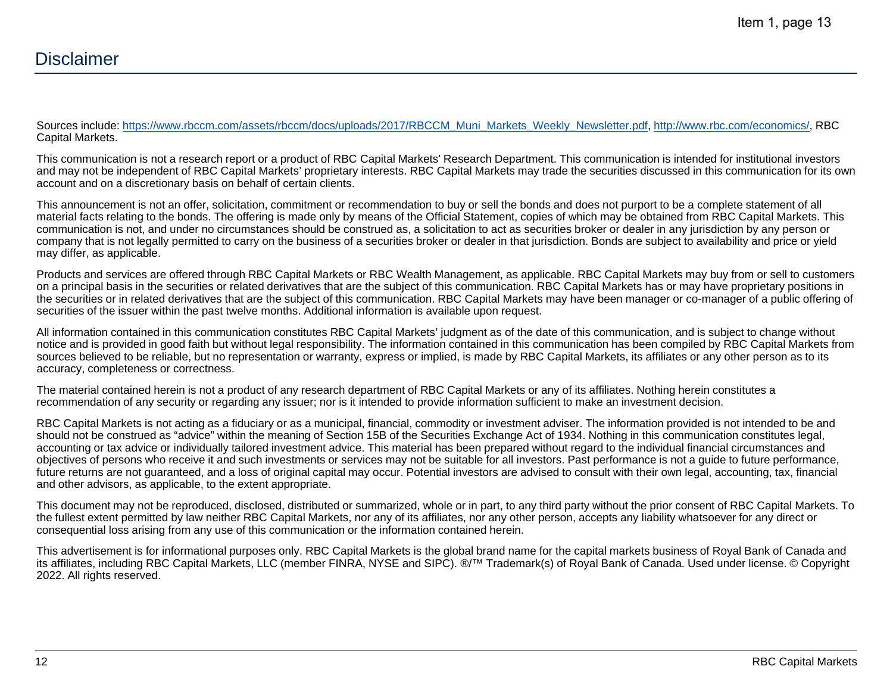# Disclaimer

Sources include: https://www.rbccm.com/assets/rbccm/docs/uploads/2017/RBCCM_Muni_Markets_Weekly_Newsletter.pdf, http://www.rbc.com/economics/, RBC Capital Markets.

This communication is not a research report or a product of RBC Capital Markets' Research Department. This communication is intended for institutional investors and may not be independent of RBC Capital Markets' proprietary interests. RBC Capital Markets may trade the securities discussed in this communication for its own account and on a discretionary basis on behalf of certain clients.

This announcement is not an offer, solicitation, commitment or recommendation to buy or sell the bonds and does not purport to be a complete statement of all material facts relating to the bonds. The offering is made only by means of the Official Statement, copies of which may be obtained from RBC Capital Markets. This communication is not, and under no circumstances should be construed as, a solicitation to act as securities broker or dealer in any jurisdiction by any person or company that is not legally permitted to carry on the business of a securities broker or dealer in that jurisdiction. Bonds are subject to availability and price or yield may differ, as applicable.

Products and services are offered through RBC Capital Markets or RBC Wealth Management, as applicable. RBC Capital Markets may buy from or sell to customers on a principal basis in the securities or related derivatives that are the subject of this communication. RBC Capital Markets has or may have proprietary positions in the securities or in related derivatives that are the subject of this communication. RBC Capital Markets may have been manager or co-manager of a public offering of securities of the issuer within the past twelve months. Additional information is available upon request.

All information contained in this communication constitutes RBC Capital Markets' judgment as of the date of this communication, and is subject to change without notice and is provided in good faith but without legal responsibility. The information contained in this communication has been compiled by RBC Capital Markets from sources believed to be reliable, but no representation or warranty, express or implied, is made by RBC Capital Markets, its affiliates or any other person as to its accuracy, completeness or correctness.

The material contained herein is not a product of any research department of RBC Capital Markets or any of its affiliates. Nothing herein constitutes a recommendation of any security or regarding any issuer; nor is it intended to provide information sufficient to make an investment decision.

RBC Capital Markets is not acting as a fiduciary or as a municipal, financial, commodity or investment adviser. The information provided is not intended to be and should not be construed as "advice" within the meaning of Section 15B of the Securities Exchange Act of 1934. Nothing in this communication constitutes legal, accounting or tax advice or individually tailored investment advice. This material has been prepared without regard to the individual financial circumstances and objectives of persons who receive it and such investments or services may not be suitable for all investors. Past performance is not a guide to future performance, future returns are not guaranteed, and a loss of original capital may occur. Potential investors are advised to consult with their own legal, accounting, tax, financial and other advisors, as applicable, to the extent appropriate.

This document may not be reproduced, disclosed, distributed or summarized, whole or in part, to any third party without the prior consent of RBC Capital Markets. To the fullest extent permitted by law neither RBC Capital Markets, nor any of its affiliates, nor any other person, accepts any liability whatsoever for any direct or consequential loss arising from any use of this communication or the information contained herein.

This advertisement is for informational purposes only. RBC Capital Markets is the global brand name for the capital markets business of Royal Bank of Canada and its affiliates, including RBC Capital Markets, LLC (member FINRA, NYSE and SIPC). ®/™ Trademark(s) of Royal Bank of Canada. Used under license. © Copyright 2022. All rights reserved.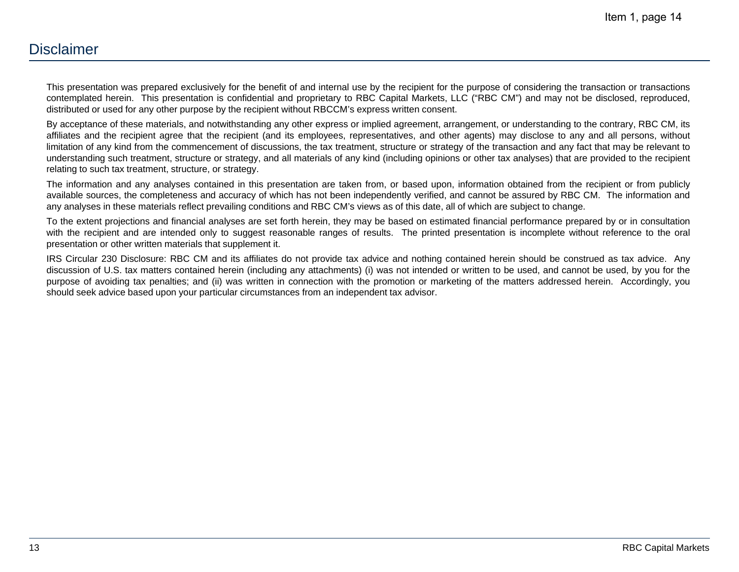# Disclaimer

This presentation was prepared exclusively for the benefit of and internal use by the recipient for the purpose of considering the transaction or transactions contemplated herein. This presentation is confidential and proprietary to RBC Capital Markets, LLC (“RBC CM”) and may not be disclosed, reproduced, distributed or used for any other purpose by the recipient without RBCCM’s express written consent.

By acceptance of these materials, and notwithstanding any other express or implied agreement, arrangement, or understanding to the contrary, RBC CM, its affiliates and the recipient agree that the recipient (and its employees, representatives, and other agents) may disclose to any and all persons, without limitation of any kind from the commencement of discussions, the tax treatment, structure or strategy of the transaction and any fact that may be relevant to understanding such treatment, structure or strategy, and all materials of any kind (including opinions or other tax analyses) that are provided to the recipient relating to such tax treatment, structure, or strategy.

The information and any analyses contained in this presentation are taken from, or based upon, information obtained from the recipient or from publicly available sources, the completeness and accuracy of which has not been independently verified, and cannot be assured by RBC CM. The information and any analyses in these materials reflect prevailing conditions and RBC CM’s views as of this date, all of which are subject to change.

To the extent projections and financial analyses are set forth herein, they may be based on estimated financial performance prepared by or in consultation with the recipient and are intended only to suggest reasonable ranges of results. The printed presentation is incomplete without reference to the oral presentation or other written materials that supplement it.

IRS Circular 230 Disclosure: RBC CM and its affiliates do not provide tax advice and nothing contained herein should be construed as tax advice. Any discussion of U.S. tax matters contained herein (including any attachments) (i) was not intended or written to be used, and cannot be used, by you for the purpose of avoiding tax penalties; and (ii) was written in connection with the promotion or marketing of the matters addressed herein. Accordingly, you should seek advice based upon your particular circumstances from an independent tax advisor.